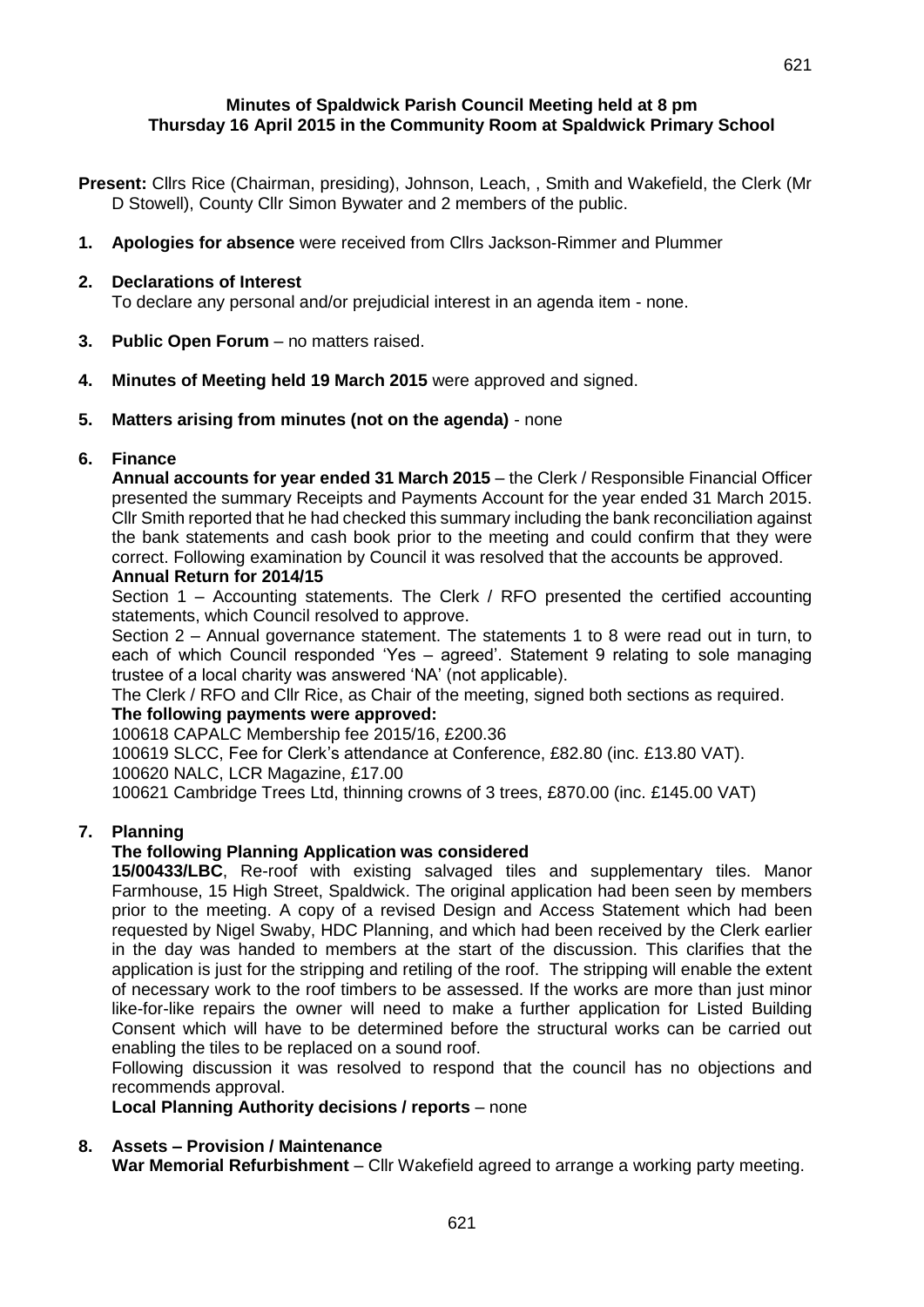# Minutes of Spaldwick Parish Council Meeting held at 8 pm
## Thursday 16 April 2015 in the Community Room at Spaldwick Primary School

**Present:** Cllrs Rice (Chairman, presiding), Johnson, Leach, , Smith and Wakefield, the Clerk (Mr D Stowell), County Cllr Simon Bywater and 2 members of the public.

**1. Apologies for absence** were received from Cllrs Jackson-Rimmer and Plummer

**2. Declarations of Interest**

To declare any personal and/or prejudicial interest in an agenda item - none.

**3. Public Open Forum** – no matters raised.

**4. Minutes of Meeting held 19 March 2015** were approved and signed.

**5. Matters arising from minutes (not on the agenda)** - none

**6. Finance**

**Annual accounts for year ended 31 March 2015** – the Clerk / Responsible Financial Officer presented the summary Receipts and Payments Account for the year ended 31 March 2015. Cllr Smith reported that he had checked this summary including the bank reconciliation against the bank statements and cash book prior to the meeting and could confirm that they were correct. Following examination by Council it was resolved that the accounts be approved.

**Annual Return for 2014/15**

Section 1 – Accounting statements. The Clerk / RFO presented the certified accounting statements, which Council resolved to approve.

Section 2 – Annual governance statement. The statements 1 to 8 were read out in turn, to each of which Council responded 'Yes – agreed'. Statement 9 relating to sole managing trustee of a local charity was answered 'NA' (not applicable).

The Clerk / RFO and Cllr Rice, as Chair of the meeting, signed both sections as required.

**The following payments were approved:**

100618 CAPALC Membership fee 2015/16, £200.36
100619 SLCC, Fee for Clerk's attendance at Conference, £82.80 (inc. £13.80 VAT).
100620 NALC, LCR Magazine, £17.00
100621 Cambridge Trees Ltd, thinning crowns of 3 trees, £870.00 (inc. £145.00 VAT)

**7. Planning**

**The following Planning Application was considered**

**15/00433/LBC**, Re-roof with existing salvaged tiles and supplementary tiles. Manor Farmhouse, 15 High Street, Spaldwick. The original application had been seen by members prior to the meeting. A copy of a revised Design and Access Statement which had been requested by Nigel Swaby, HDC Planning, and which had been received by the Clerk earlier in the day was handed to members at the start of the discussion. This clarifies that the application is just for the stripping and retiling of the roof. The stripping will enable the extent of necessary work to the roof timbers to be assessed. If the works are more than just minor like-for-like repairs the owner will need to make a further application for Listed Building Consent which will have to be determined before the structural works can be carried out enabling the tiles to be replaced on a sound roof.

Following discussion it was resolved to respond that the council has no objections and recommends approval.

**Local Planning Authority decisions / reports** – none

**8. Assets – Provision / Maintenance**

**War Memorial Refurbishment** – Cllr Wakefield agreed to arrange a working party meeting.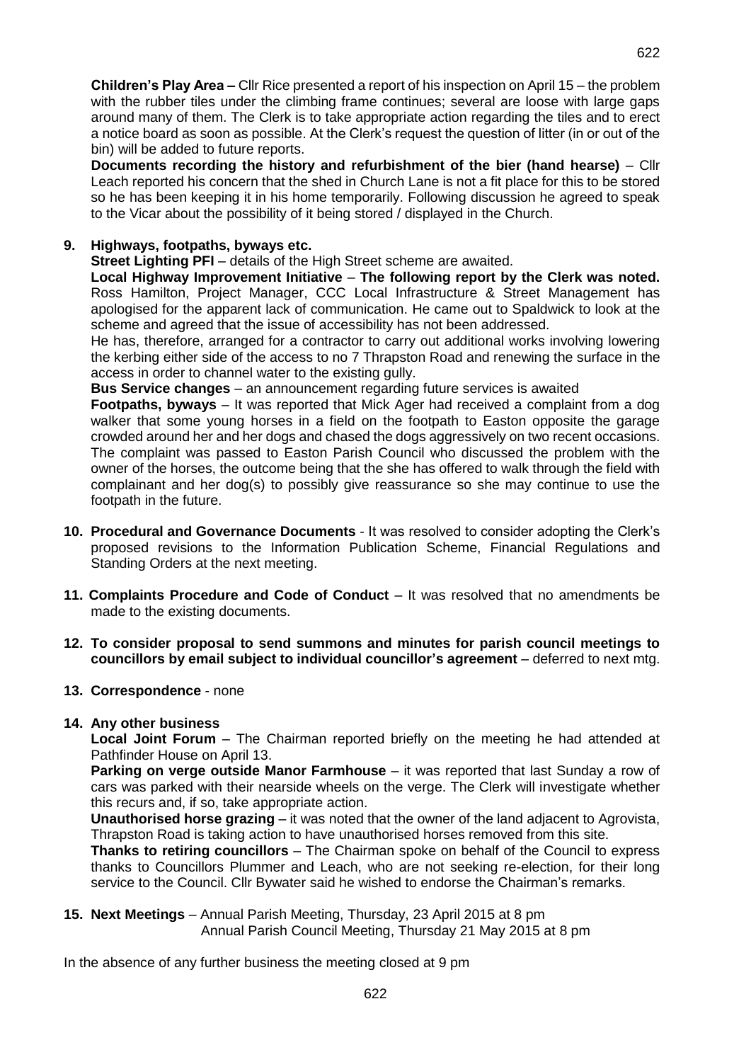**Children's Play Area –** Cllr Rice presented a report of his inspection on April 15 – the problem with the rubber tiles under the climbing frame continues; several are loose with large gaps around many of them. The Clerk is to take appropriate action regarding the tiles and to erect a notice board as soon as possible. At the Clerk's request the question of litter (in or out of the bin) will be added to future reports.

**Documents recording the history and refurbishment of the bier (hand hearse)** – Cllr Leach reported his concern that the shed in Church Lane is not a fit place for this to be stored so he has been keeping it in his home temporarily. Following discussion he agreed to speak to the Vicar about the possibility of it being stored / displayed in the Church.

**9. Highways, footpaths, byways etc.**

**Street Lighting PFI** – details of the High Street scheme are awaited.

**Local Highway Improvement Initiative** – **The following report by the Clerk was noted.** Ross Hamilton, Project Manager, CCC Local Infrastructure & Street Management has apologised for the apparent lack of communication. He came out to Spaldwick to look at the scheme and agreed that the issue of accessibility has not been addressed.

He has, therefore, arranged for a contractor to carry out additional works involving lowering the kerbing either side of the access to no 7 Thrapston Road and renewing the surface in the access in order to channel water to the existing gully.

**Bus Service changes** – an announcement regarding future services is awaited

**Footpaths, byways** – It was reported that Mick Ager had received a complaint from a dog walker that some young horses in a field on the footpath to Easton opposite the garage crowded around her and her dogs and chased the dogs aggressively on two recent occasions. The complaint was passed to Easton Parish Council who discussed the problem with the owner of the horses, the outcome being that the she has offered to walk through the field with complainant and her dog(s) to possibly give reassurance so she may continue to use the footpath in the future.

**10. Procedural and Governance Documents** - It was resolved to consider adopting the Clerk's proposed revisions to the Information Publication Scheme, Financial Regulations and Standing Orders at the next meeting.

**11. Complaints Procedure and Code of Conduct** – It was resolved that no amendments be made to the existing documents.

**12. To consider proposal to send summons and minutes for parish council meetings to councillors by email subject to individual councillor's agreement** – deferred to next mtg.

**13. Correspondence** - none

**14. Any other business**

**Local Joint Forum** – The Chairman reported briefly on the meeting he had attended at Pathfinder House on April 13.

**Parking on verge outside Manor Farmhouse** – it was reported that last Sunday a row of cars was parked with their nearside wheels on the verge. The Clerk will investigate whether this recurs and, if so, take appropriate action.

**Unauthorised horse grazing** – it was noted that the owner of the land adjacent to Agrovista, Thrapston Road is taking action to have unauthorised horses removed from this site.

**Thanks to retiring councillors** – The Chairman spoke on behalf of the Council to express thanks to Councillors Plummer and Leach, who are not seeking re-election, for their long service to the Council. Cllr Bywater said he wished to endorse the Chairman's remarks.

**15. Next Meetings** – Annual Parish Meeting, Thursday, 23 April 2015 at 8 pm
Annual Parish Council Meeting, Thursday 21 May 2015 at 8 pm

In the absence of any further business the meeting closed at 9 pm